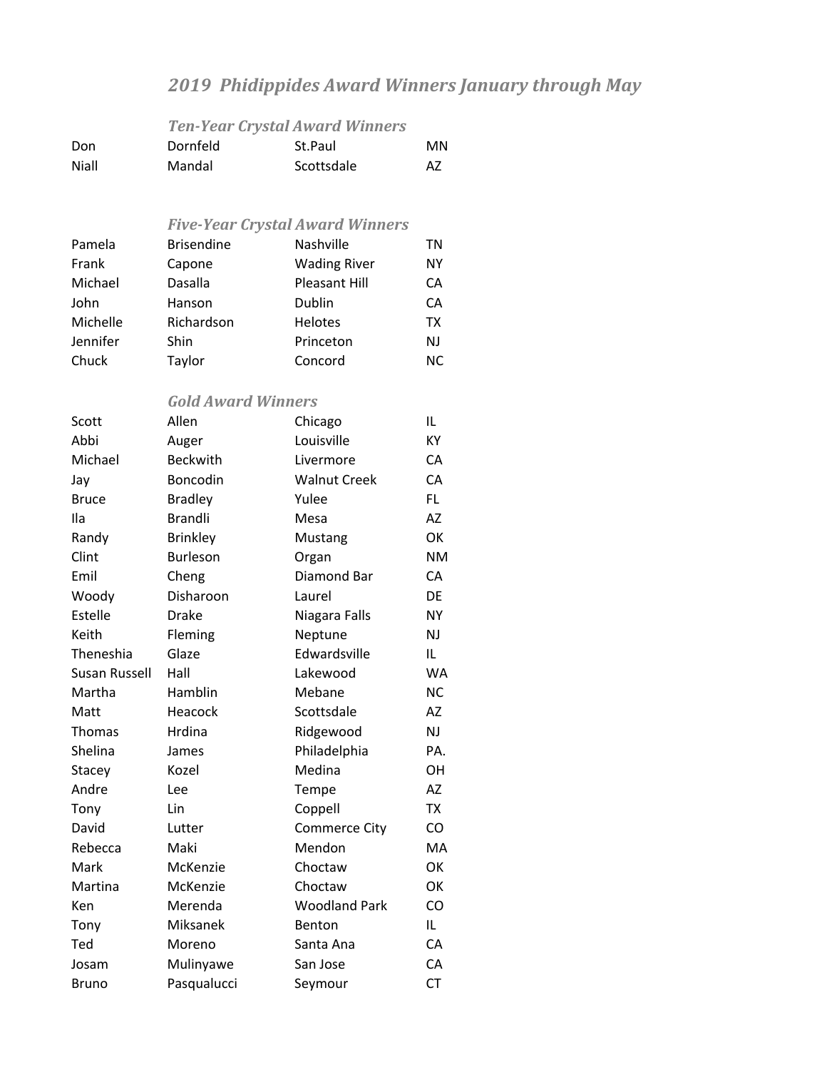# *2019 Phidippides Award Winners January through May*

## *Ten-Year Crystal Award Winners*

| | | | |
|---|---|---|---|
| Don | Dornfeld | St.Paul | MN |
| Niall | Mandal | Scottsdale | AZ |

## *Five-Year Crystal Award Winners*

| | | | |
|---|---|---|---|
| Pamela | Brisendine | Nashville | TN |
| Frank | Capone | Wading River | NY |
| Michael | Dasalla | Pleasant Hill | CA |
| John | Hanson | Dublin | CA |
| Michelle | Richardson | Helotes | TX |
| Jennifer | Shin | Princeton | NJ |
| Chuck | Taylor | Concord | NC |

## *Gold Award Winners*

| | | | |
|---|---|---|---|
| Scott | Allen | Chicago | IL |
| Abbi | Auger | Louisville | KY |
| Michael | Beckwith | Livermore | CA |
| Jay | Boncodin | Walnut Creek | CA |
| Bruce | Bradley | Yulee | FL |
| Ila | Brandli | Mesa | AZ |
| Randy | Brinkley | Mustang | OK |
| Clint | Burleson | Organ | NM |
| Emil | Cheng | Diamond Bar | CA |
| Woody | Disharoon | Laurel | DE |
| Estelle | Drake | Niagara Falls | NY |
| Keith | Fleming | Neptune | NJ |
| Theneshia | Glaze | Edwardsville | IL |
| Susan Russell | Hall | Lakewood | WA |
| Martha | Hamblin | Mebane | NC |
| Matt | Heacock | Scottsdale | AZ |
| Thomas | Hrdina | Ridgewood | NJ |
| Shelina | James | Philadelphia | PA. |
| Stacey | Kozel | Medina | OH |
| Andre | Lee | Tempe | AZ |
| Tony | Lin | Coppell | TX |
| David | Lutter | Commerce City | CO |
| Rebecca | Maki | Mendon | MA |
| Mark | McKenzie | Choctaw | OK |
| Martina | McKenzie | Choctaw | OK |
| Ken | Merenda | Woodland Park | CO |
| Tony | Miksanek | Benton | IL |
| Ted | Moreno | Santa Ana | CA |
| Josam | Mulinyawe | San Jose | CA |
| Bruno | Pasqualucci | Seymour | CT |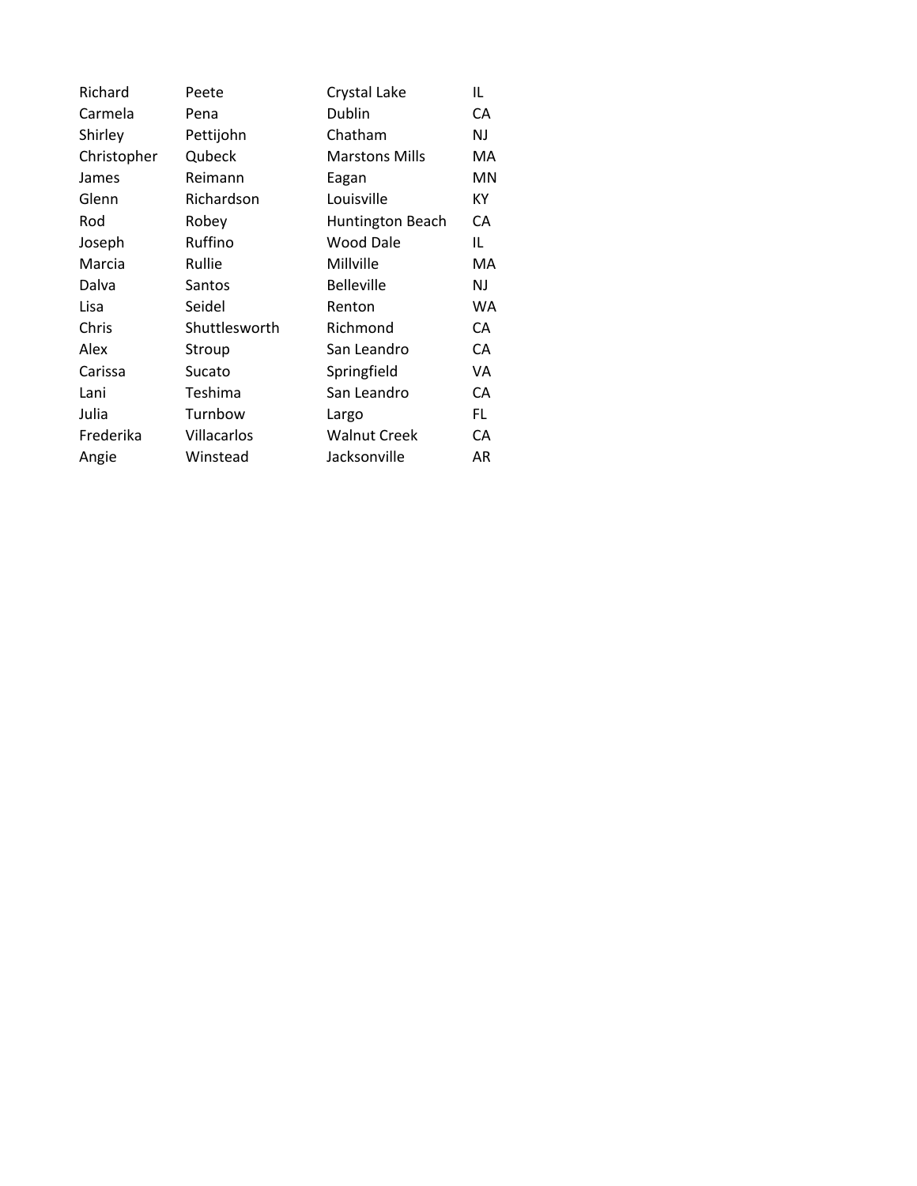| | | | |
|---|---|---|---|
| Richard | Peete | Crystal Lake | IL |
| Carmela | Pena | Dublin | CA |
| Shirley | Pettijohn | Chatham | NJ |
| Christopher | Qubeck | Marstons Mills | MA |
| James | Reimann | Eagan | MN |
| Glenn | Richardson | Louisville | KY |
| Rod | Robey | Huntington Beach | CA |
| Joseph | Ruffino | Wood Dale | IL |
| Marcia | Rullie | Millville | MA |
| Dalva | Santos | Belleville | NJ |
| Lisa | Seidel | Renton | WA |
| Chris | Shuttlesworth | Richmond | CA |
| Alex | Stroup | San Leandro | CA |
| Carissa | Sucato | Springfield | VA |
| Lani | Teshima | San Leandro | CA |
| Julia | Turnbow | Largo | FL |
| Frederika | Villacarlos | Walnut Creek | CA |
| Angie | Winstead | Jacksonville | AR |